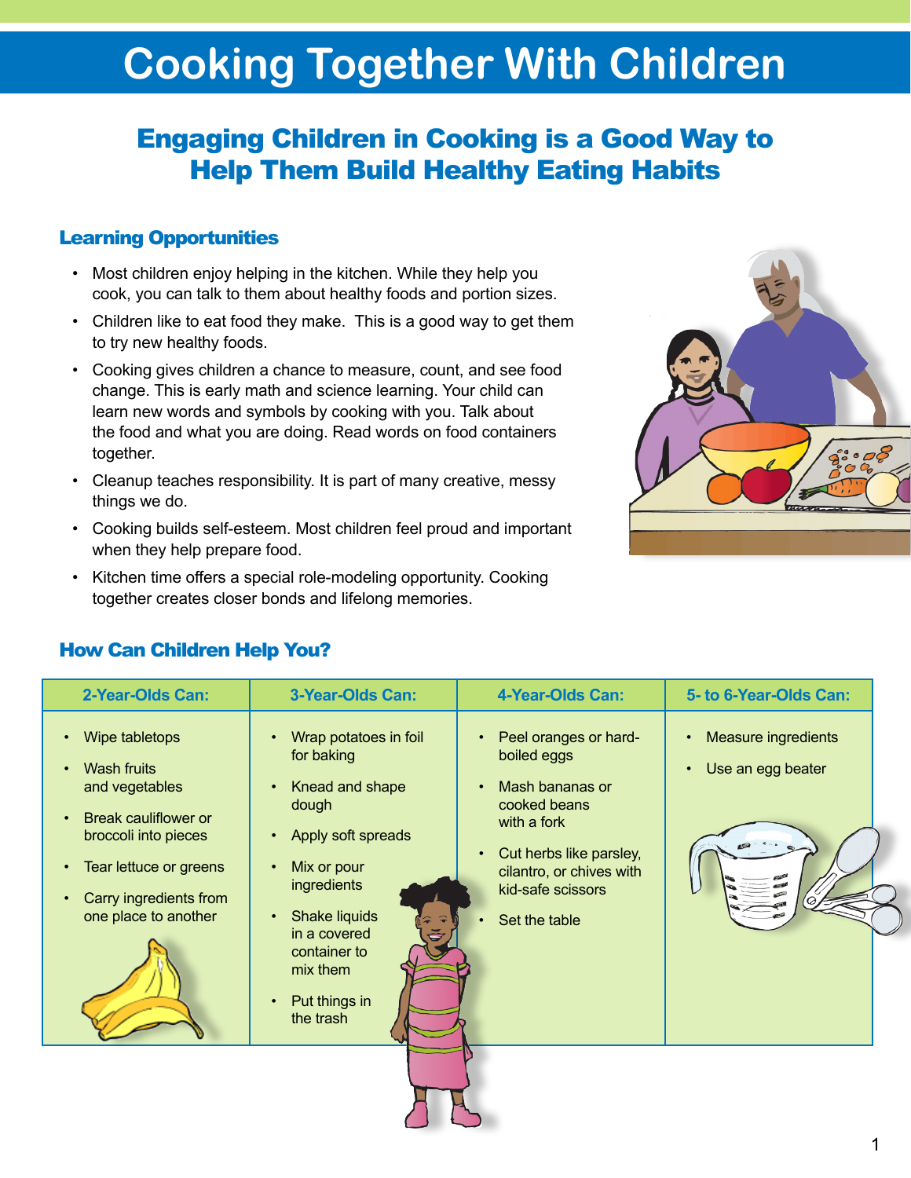# Cooking Together With Children

## Engaging Children in Cooking is a Good Way to Help Them Build Healthy Eating Habits

### Learning Opportunities

- Most children enjoy helping in the kitchen. While they help you cook, you can talk to them about healthy foods and portion sizes.
- Children like to eat food they make. This is a good way to get them to try new healthy foods.
- Cooking gives children a chance to measure, count, and see food change. This is early math and science learning. Your child can learn new words and symbols by cooking with you. Talk about the food and what you are doing. Read words on food containers together.
- Cleanup teaches responsibility. It is part of many creative, messy things we do.
- Cooking builds self-esteem. Most children feel proud and important when they help prepare food.
- Kitchen time offers a special role-modeling opportunity. Cooking together creates closer bonds and lifelong memories.

### How Can Children Help You?

| 2-Year-Olds Can: | 3-Year-Olds Can: | 4-Year-Olds Can: | 5- to 6-Year-Olds Can: |
|---|---|---|---|
| • Wipe tabletops<br>• Wash fruits and vegetables<br>• Break cauliflower or broccoli into pieces<br>• Tear lettuce or greens<br>• Carry ingredients from one place to another | • Wrap potatoes in foil for baking<br>• Knead and shape dough<br>• Apply soft spreads<br>• Mix or pour ingredients<br>• Shake liquids in a covered container to mix them<br>• Put things in the trash | • Peel oranges or hard-boiled eggs<br>• Mash bananas or cooked beans with a fork<br>• Cut herbs like parsley, cilantro, or chives with kid-safe scissors<br>• Set the table | • Measure ingredients<br>• Use an egg beater |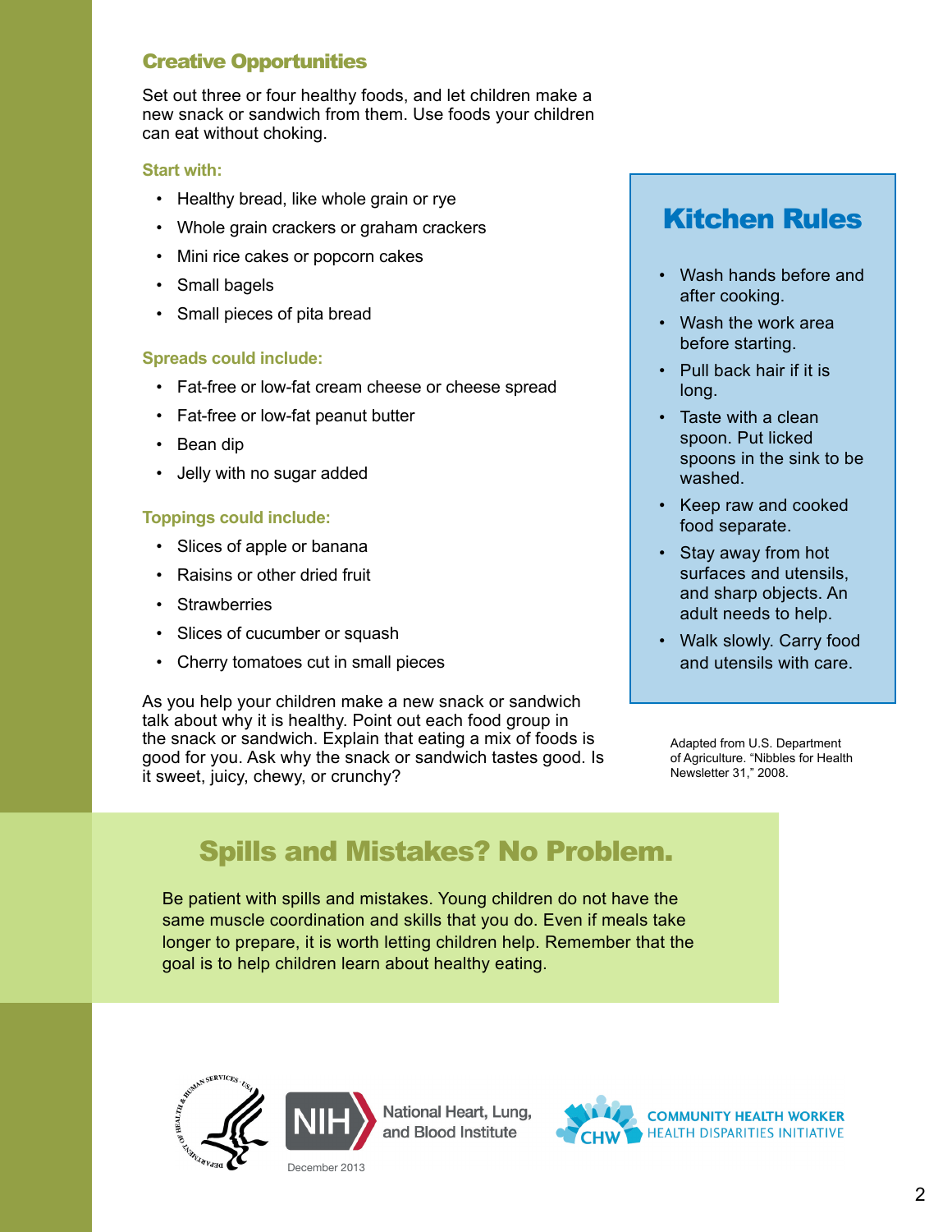## Creative Opportunities

Set out three or four healthy foods, and let children make a new snack or sandwich from them. Use foods your children can eat without choking.

### Start with:

- Healthy bread, like whole grain or rye
- Whole grain crackers or graham crackers
- Mini rice cakes or popcorn cakes
- Small bagels
- Small pieces of pita bread

### Spreads could include:

- Fat-free or low-fat cream cheese or cheese spread
- Fat-free or low-fat peanut butter
- Bean dip
- Jelly with no sugar added

### Toppings could include:

- Slices of apple or banana
- Raisins or other dried fruit
- Strawberries
- Slices of cucumber or squash
- Cherry tomatoes cut in small pieces

As you help your children make a new snack or sandwich talk about why it is healthy. Point out each food group in the snack or sandwich. Explain that eating a mix of foods is good for you. Ask why the snack or sandwich tastes good. Is it sweet, juicy, chewy, or crunchy?

## Kitchen Rules

- Wash hands before and after cooking.
- Wash the work area before starting.
- Pull back hair if it is long.
- Taste with a clean spoon. Put licked spoons in the sink to be washed.
- Keep raw and cooked food separate.
- Stay away from hot surfaces and utensils, and sharp objects. An adult needs to help.
- Walk slowly. Carry food and utensils with care.

Adapted from U.S. Department of Agriculture. "Nibbles for Health Newsletter 31," 2008.

## Spills and Mistakes? No Problem.

Be patient with spills and mistakes. Young children do not have the same muscle coordination and skills that you do. Even if meals take longer to prepare, it is worth letting children help. Remember that the goal is to help children learn about healthy eating.

National Heart, Lung, and Blood Institute

December 2013

COMMUNITY HEALTH WORKER HEALTH DISPARITIES INITIATIVE